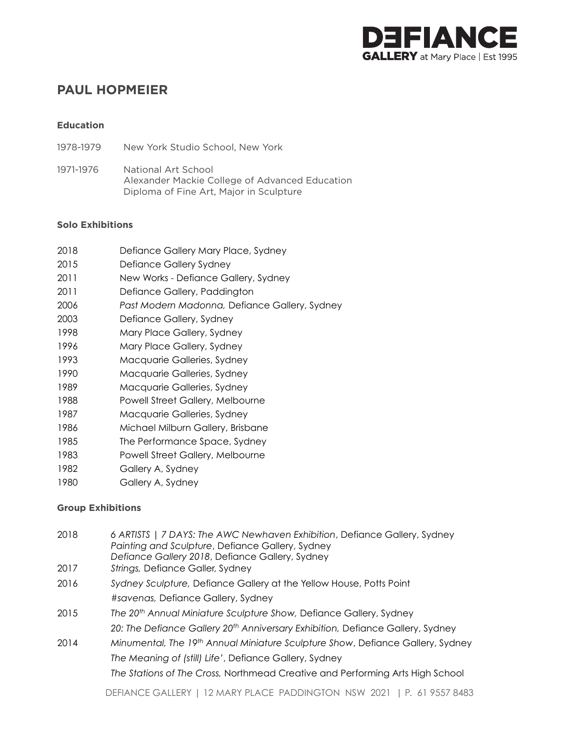# PAUL HOPMEIER

## Education

1978-1979 New York Studio School, New York

1971-1976 National Art School
Alexander Mackie College of Advanced Education
Diploma of Fine Art, Major in Sculpture

## Solo Exhibitions

2018 Defiance Gallery Mary Place, Sydney
2015 Defiance Gallery Sydney
2011 New Works - Defiance Gallery, Sydney
2011 Defiance Gallery, Paddington
2006 *Past Modern Madonna,* Defiance Gallery, Sydney
2003 Defiance Gallery, Sydney
1998 Mary Place Gallery, Sydney
1996 Mary Place Gallery, Sydney
1993 Macquarie Galleries, Sydney
1990 Macquarie Galleries, Sydney
1989 Macquarie Galleries, Sydney
1988 Powell Street Gallery, Melbourne
1987 Macquarie Galleries, Sydney
1986 Michael Milburn Gallery, Brisbane
1985 The Performance Space, Sydney
1983 Powell Street Gallery, Melbourne
1982 Gallery A, Sydney
1980 Gallery A, Sydney

## Group Exhibitions

2018 *6 ARTISTS | 7 DAYS: The AWC Newhaven Exhibition*, Defiance Gallery, Sydney
*Painting and Sculpture*, Defiance Gallery, Sydney
*Defiance Gallery 2018*, Defiance Gallery, Sydney

2017 *Strings,* Defiance Galler, Sydney

2016 *Sydney Sculpture,* Defiance Gallery at the Yellow House, Potts Point
*#savenas,* Defiance Gallery, Sydney

2015 *The 20th Annual Miniature Sculpture Show,* Defiance Gallery, Sydney
*20: The Defiance Gallery 20th Anniversary Exhibition,* Defiance Gallery, Sydney

2014 *Minumental, The 19th Annual Miniature Sculpture Show*, Defiance Gallery, Sydney
*The Meaning of (still) Life'*, Defiance Gallery, Sydney
*The Stations of The Cross,* Northmead Creative and Performing Arts High School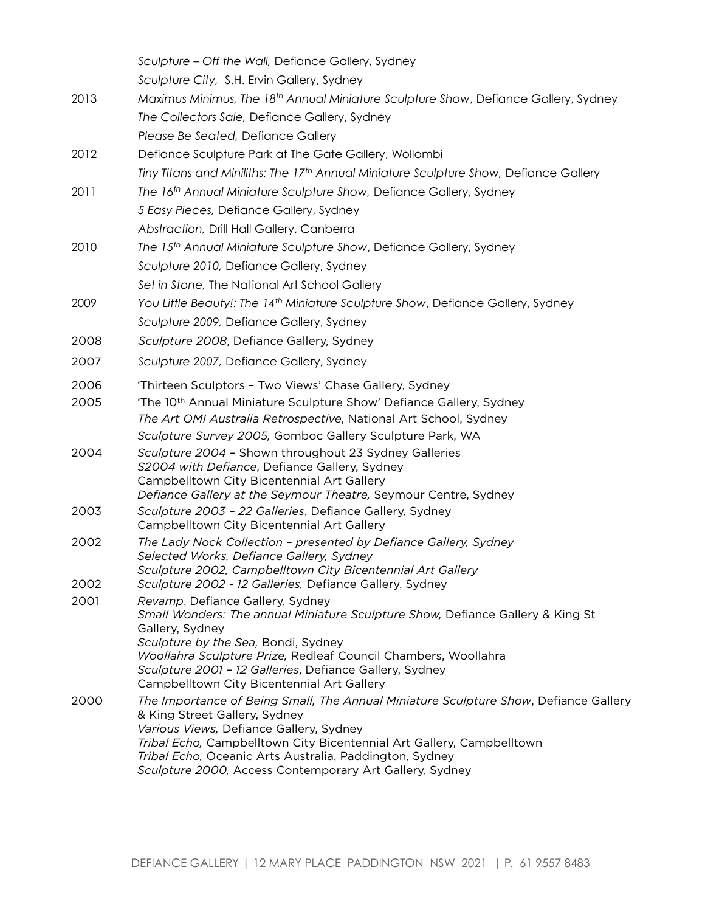| | |
|---|---|
| | *Sculpture – Off the Wall,* Defiance Gallery, Sydney |
| | *Sculpture City,* S.H. Ervin Gallery, Sydney |
| 2013 | *Maximus Minimus, The 18th Annual Miniature Sculpture Show*, Defiance Gallery, Sydney |
| | *The Collectors Sale,* Defiance Gallery, Sydney |
| | *Please Be Seated,* Defiance Gallery |
| 2012 | Defiance Sculpture Park at The Gate Gallery, Wollombi |
| | *Tiny Titans and Miniliths: The 17th Annual Miniature Sculpture Show,* Defiance Gallery |
| 2011 | *The 16th Annual Miniature Sculpture Show,* Defiance Gallery, Sydney |
| | *5 Easy Pieces,* Defiance Gallery, Sydney |
| | *Abstraction,* Drill Hall Gallery, Canberra |
| 2010 | *The 15th Annual Miniature Sculpture Show*, Defiance Gallery, Sydney |
| | *Sculpture 2010,* Defiance Gallery, Sydney |
| | *Set in Stone,* The National Art School Gallery |
| 2009 | *You Little Beauty!: The 14th Miniature Sculpture Show*, Defiance Gallery, Sydney |
| | *Sculpture 2009,* Defiance Gallery, Sydney |
| 2008 | *Sculpture 2008*, Defiance Gallery, Sydney |
| 2007 | *Sculpture 2007,* Defiance Gallery, Sydney |
| 2006 | 'Thirteen Sculptors – Two Views' Chase Gallery, Sydney |
| 2005 | 'The 10th Annual Miniature Sculpture Show' Defiance Gallery, Sydney |
| | *The Art OMI Australia Retrospective*, National Art School, Sydney |
| | *Sculpture Survey 2005,* Gomboc Gallery Sculpture Park, WA |
| 2004 | *Sculpture 2004* – Shown throughout 23 Sydney Galleries |
| | *S2004 with Defiance*, Defiance Gallery, Sydney |
| | Campbelltown City Bicentennial Art Gallery |
| | *Defiance Gallery at the Seymour Theatre,* Seymour Centre, Sydney |
| 2003 | *Sculpture 2003 – 22 Galleries*, Defiance Gallery, Sydney |
| | Campbelltown City Bicentennial Art Gallery |
| 2002 | *The Lady Nock Collection – presented by Defiance Gallery, Sydney* |
| | *Selected Works, Defiance Gallery, Sydney* |
| | *Sculpture 2002, Campbelltown City Bicentennial Art Gallery* |
| 2002 | *Sculpture 2002 - 12 Galleries,* Defiance Gallery, Sydney |
| 2001 | *Revamp*, Defiance Gallery, Sydney |
| | *Small Wonders: The annual Miniature Sculpture Show,* Defiance Gallery & King St Gallery, Sydney |
| | *Sculpture by the Sea,* Bondi, Sydney |
| | *Woollahra Sculpture Prize,* Redleaf Council Chambers, Woollahra |
| | *Sculpture 2001 – 12 Galleries*, Defiance Gallery, Sydney |
| | Campbelltown City Bicentennial Art Gallery |
| 2000 | *The Importance of Being Small, The Annual Miniature Sculpture Show*, Defiance Gallery & King Street Gallery, Sydney |
| | *Various Views,* Defiance Gallery, Sydney |
| | *Tribal Echo,* Campbelltown City Bicentennial Art Gallery, Campbelltown |
| | *Tribal Echo,* Oceanic Arts Australia, Paddington, Sydney |
| | *Sculpture 2000,* Access Contemporary Art Gallery, Sydney |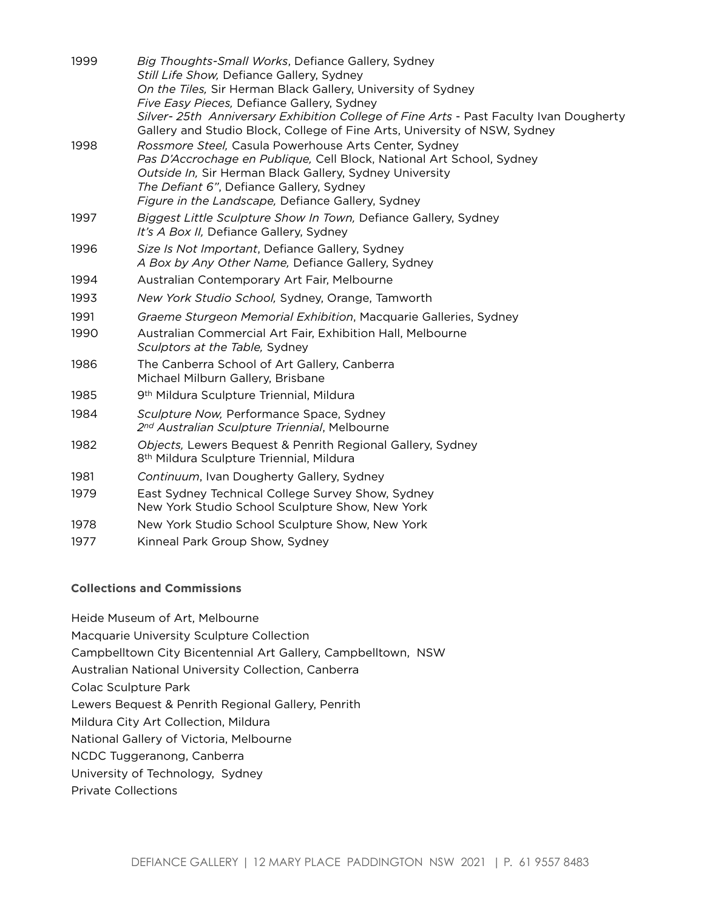| | |
|---|---|
| 1999 | *Big Thoughts-Small Works*, Defiance Gallery, Sydney |
| | *Still Life Show,* Defiance Gallery, Sydney |
| | *On the Tiles,* Sir Herman Black Gallery, University of Sydney |
| | *Five Easy Pieces,* Defiance Gallery, Sydney |
| | *Silver- 25th Anniversary Exhibition College of Fine Arts* - Past Faculty Ivan Dougherty Gallery and Studio Block, College of Fine Arts, University of NSW, Sydney |
| 1998 | *Rossmore Steel,* Casula Powerhouse Arts Center, Sydney |
| | *Pas D'Accrochage en Publique,* Cell Block, National Art School, Sydney |
| | *Outside In,* Sir Herman Black Gallery, Sydney University |
| | *The Defiant 6",* Defiance Gallery, Sydney |
| | *Figure in the Landscape,* Defiance Gallery, Sydney |
| 1997 | *Biggest Little Sculpture Show In Town,* Defiance Gallery, Sydney |
| | *It's A Box II,* Defiance Gallery, Sydney |
| 1996 | *Size Is Not Important*, Defiance Gallery, Sydney |
| | *A Box by Any Other Name,* Defiance Gallery, Sydney |
| 1994 | Australian Contemporary Art Fair, Melbourne |
| 1993 | *New York Studio School,* Sydney, Orange, Tamworth |
| 1991 | *Graeme Sturgeon Memorial Exhibition*, Macquarie Galleries, Sydney |
| 1990 | Australian Commercial Art Fair, Exhibition Hall, Melbourne |
| | *Sculptors at the Table,* Sydney |
| 1986 | The Canberra School of Art Gallery, Canberra |
| | Michael Milburn Gallery, Brisbane |
| 1985 | 9th Mildura Sculpture Triennial, Mildura |
| 1984 | *Sculpture Now,* Performance Space, Sydney |
| | *2nd Australian Sculpture Triennial*, Melbourne |
| 1982 | *Objects,* Lewers Bequest & Penrith Regional Gallery, Sydney |
| | 8th Mildura Sculpture Triennial, Mildura |
| 1981 | *Continuum*, Ivan Dougherty Gallery, Sydney |
| 1979 | East Sydney Technical College Survey Show, Sydney |
| | New York Studio School Sculpture Show, New York |
| 1978 | New York Studio School Sculpture Show, New York |
| 1977 | Kinneal Park Group Show, Sydney |

**Collections and Commissions**

Heide Museum of Art, Melbourne

Macquarie University Sculpture Collection

Campbelltown City Bicentennial Art Gallery, Campbelltown, NSW

Australian National University Collection, Canberra

Colac Sculpture Park

Lewers Bequest & Penrith Regional Gallery, Penrith

Mildura City Art Collection, Mildura

National Gallery of Victoria, Melbourne

NCDC Tuggeranong, Canberra

University of Technology, Sydney

Private Collections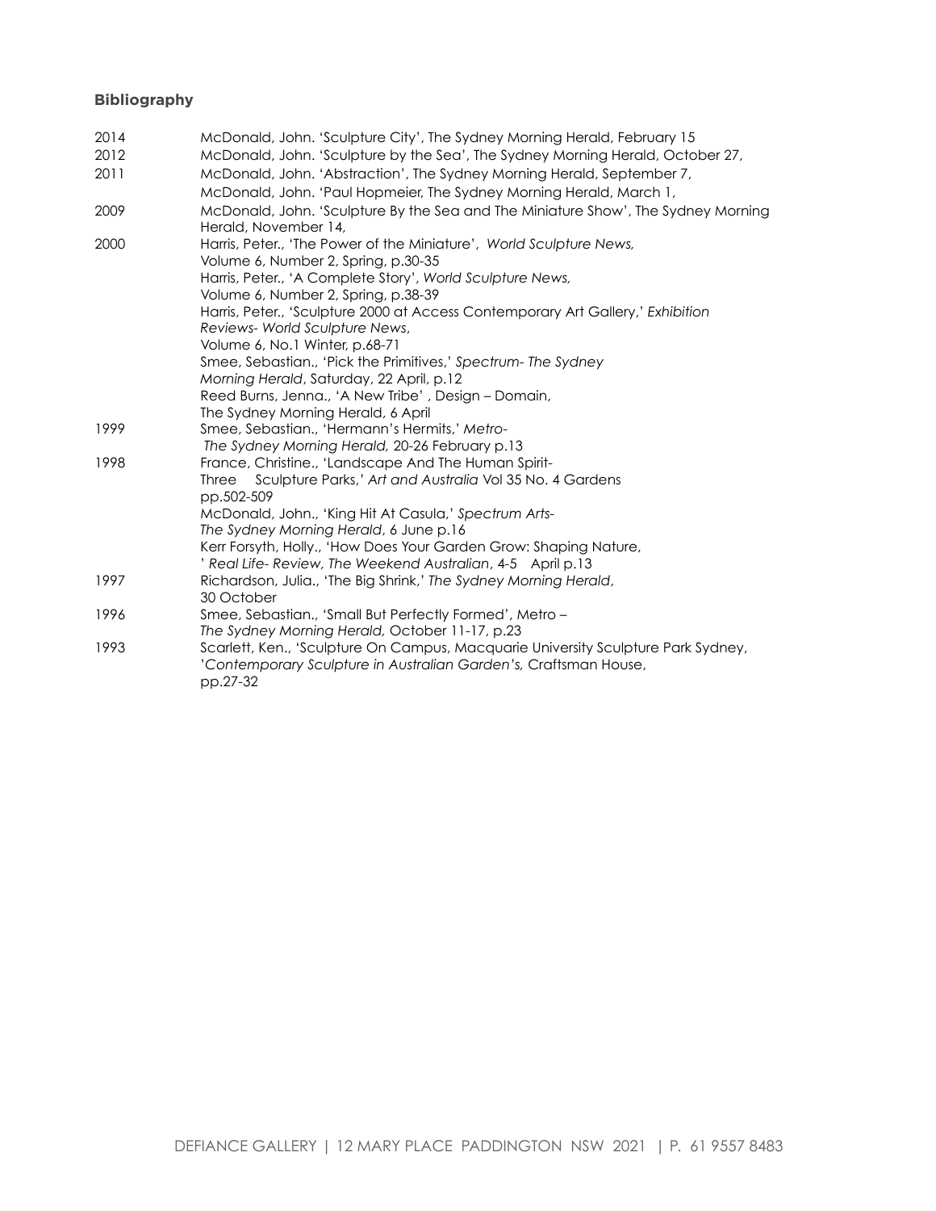## Bibliography

2014 McDonald, John. 'Sculpture City', The Sydney Morning Herald, February 15

2012 McDonald, John. 'Sculpture by the Sea', The Sydney Morning Herald, October 27,

2011 McDonald, John. 'Abstraction', The Sydney Morning Herald, September 7,

McDonald, John. 'Paul Hopmeier, The Sydney Morning Herald, March 1,

2009 McDonald, John. 'Sculpture By the Sea and The Miniature Show', The Sydney Morning Herald, November 14,

2000 Harris, Peter., 'The Power of the Miniature', *World Sculpture News,* Volume 6, Number 2, Spring, p.30-35

Harris, Peter., 'A Complete Story', *World Sculpture News,* Volume 6, Number 2, Spring, p.38-39

Harris, Peter., 'Sculpture 2000 at Access Contemporary Art Gallery,' *Exhibition Reviews- World Sculpture News*, Volume 6, No.1 Winter, p.68-71

Smee, Sebastian., 'Pick the Primitives,' *Spectrum- The Sydney Morning Herald*, Saturday, 22 April, p.12

Reed Burns, Jenna., 'A New Tribe' , Design – Domain, The Sydney Morning Herald, 6 April

1999 Smee, Sebastian., 'Hermann's Hermits,' *Metro- The Sydney Morning Herald,* 20-26 February p.13

1998 France, Christine., 'Landscape And The Human Spirit- Three Sculpture Parks,' *Art and Australia* Vol 35 No. 4 Gardens pp.502-509

McDonald, John., 'King Hit At Casula,' *Spectrum Arts- The Sydney Morning Herald*, 6 June p.16

Kerr Forsyth, Holly., 'How Does Your Garden Grow: Shaping Nature, ' *Real Life- Review, The Weekend Australian*, 4-5 April p.13

1997 Richardson, Julia., 'The Big Shrink,' *The Sydney Morning Herald*, 30 October

1996 Smee, Sebastian., 'Small But Perfectly Formed', Metro – *The Sydney Morning Herald,* October 11-17, p.23

1993 Scarlett, Ken., 'Sculpture On Campus, Macquarie University Sculpture Park Sydney, '*Contemporary Sculpture in Australian Garden's,* Craftsman House, pp.27-32